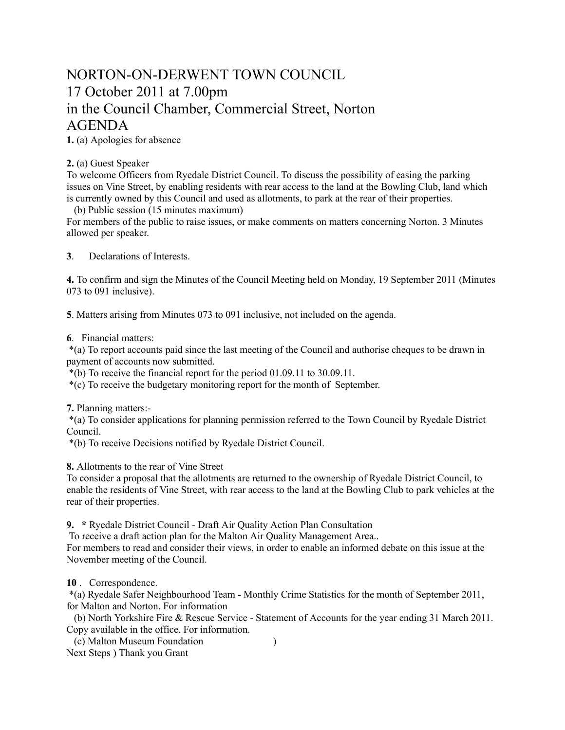# NORTON-ON-DERWENT TOWN COUNCIL
# 17 October 2011 at 7.00pm
# in the Council Chamber, Commercial Street, Norton
# AGENDA

**1.** (a) Apologies for absence

**2.** (a) Guest Speaker
To welcome Officers from Ryedale District Council. To discuss the possibility of easing the parking issues on Vine Street, by enabling residents with rear access to the land at the Bowling Club, land which is currently owned by this Council and used as allotments, to park at the rear of their properties.
(b) Public session (15 minutes maximum)
For members of the public to raise issues, or make comments on matters concerning Norton. 3 Minutes allowed per speaker.

**3**. Declarations of Interests.

**4.** To confirm and sign the Minutes of the Council Meeting held on Monday, 19 September 2011 (Minutes 073 to 091 inclusive).

**5**. Matters arising from Minutes 073 to 091 inclusive, not included on the agenda.

**6**. Financial matters:
*(a) To report accounts paid since the last meeting of the Council and authorise cheques to be drawn in payment of accounts now submitted.
*(b) To receive the financial report for the period 01.09.11 to 30.09.11.
*(c) To receive the budgetary monitoring report for the month of September.

**7.** Planning matters:-
*(a) To consider applications for planning permission referred to the Town Council by Ryedale District Council.
*(b) To receive Decisions notified by Ryedale District Council.

**8.** Allotments to the rear of Vine Street
To consider a proposal that the allotments are returned to the ownership of Ryedale District Council, to enable the residents of Vine Street, with rear access to the land at the Bowling Club to park vehicles at the rear of their properties.

**9.** * Ryedale District Council - Draft Air Quality Action Plan Consultation
To receive a draft action plan for the Malton Air Quality Management Area..
For members to read and consider their views, in order to enable an informed debate on this issue at the November meeting of the Council.

**10** . Correspondence.
*(a) Ryedale Safer Neighbourhood Team - Monthly Crime Statistics for the month of September 2011, for Malton and Norton. For information
(b) North Yorkshire Fire & Rescue Service - Statement of Accounts for the year ending 31 March 2011. Copy available in the office. For information.
(c) Malton Museum Foundation )
Next Steps ) Thank you Grant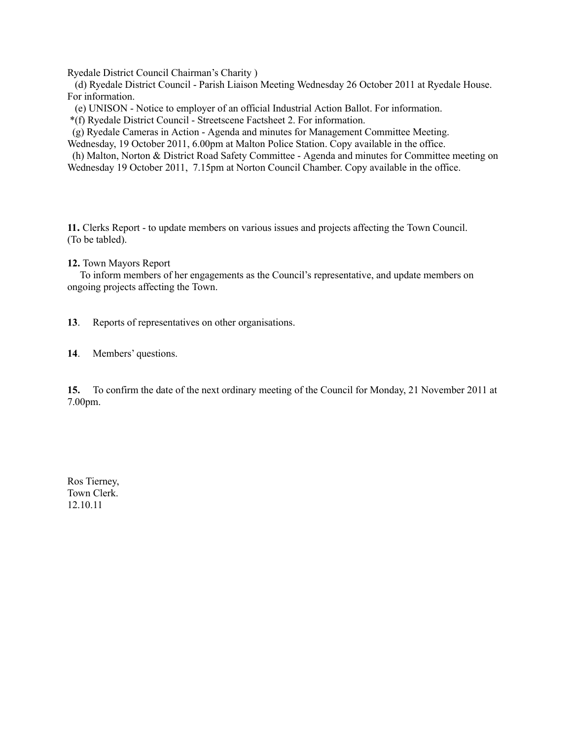Ryedale District Council Chairman's Charity )

(d) Ryedale District Council - Parish Liaison Meeting Wednesday 26 October 2011 at Ryedale House. For information.

(e) UNISON - Notice to employer of an official Industrial Action Ballot. For information.

*(f) Ryedale District Council - Streetscene Factsheet 2. For information.

(g) Ryedale Cameras in Action - Agenda and minutes for Management Committee Meeting. Wednesday, 19 October 2011, 6.00pm at Malton Police Station. Copy available in the office.

(h) Malton, Norton & District Road Safety Committee - Agenda and minutes for Committee meeting on Wednesday 19 October 2011, 7.15pm at Norton Council Chamber. Copy available in the office.

**11.** Clerks Report - to update members on various issues and projects affecting the Town Council. (To be tabled).

**12.** Town Mayors Report

To inform members of her engagements as the Council's representative, and update members on ongoing projects affecting the Town.

**13**. Reports of representatives on other organisations.

**14**. Members' questions.

**15.** To confirm the date of the next ordinary meeting of the Council for Monday, 21 November 2011 at 7.00pm.

Ros Tierney,
Town Clerk.
12.10.11